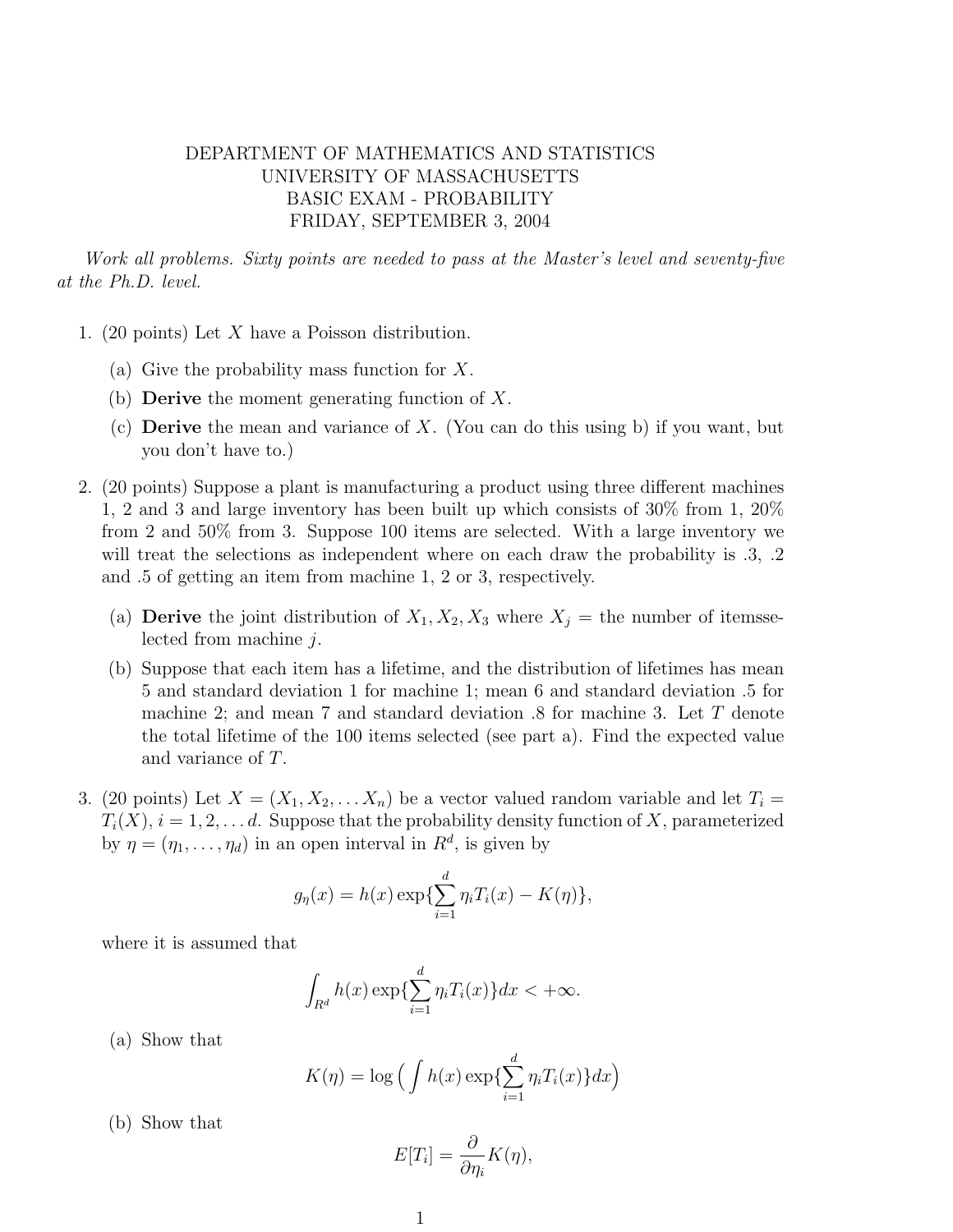DEPARTMENT OF MATHEMATICS AND STATISTICS
UNIVERSITY OF MASSACHUSETTS
BASIC EXAM - PROBABILITY
FRIDAY, SEPTEMBER 3, 2004

*Work all problems. Sixty points are needed to pass at the Master's level and seventy-five at the Ph.D. level.*

1. (20 points) Let $X$ have a Poisson distribution.

   (a) Give the probability mass function for $X$.

   (b) **Derive** the moment generating function of $X$.

   (c) **Derive** the mean and variance of $X$. (You can do this using b) if you want, but you don't have to.)

2. (20 points) Suppose a plant is manufacturing a product using three different machines 1, 2 and 3 and large inventory has been built up which consists of 30% from 1, 20% from 2 and 50% from 3. Suppose 100 items are selected. With a large inventory we will treat the selections as independent where on each draw the probability is .3, .2 and .5 of getting an item from machine 1, 2 or 3, respectively.

   (a) **Derive** the joint distribution of $X_1, X_2, X_3$ where $X_j$ = the number of itemsse-lected from machine $j$.

   (b) Suppose that each item has a lifetime, and the distribution of lifetimes has mean 5 and standard deviation 1 for machine 1; mean 6 and standard deviation .5 for machine 2; and mean 7 and standard deviation .8 for machine 3. Let $T$ denote the total lifetime of the 100 items selected (see part a). Find the expected value and variance of $T$.

3. (20 points) Let $X = (X_1, X_2, \ldots X_n)$ be a vector valued random variable and let $T_i = T_i(X)$, $i = 1, 2, \ldots d$. Suppose that the probability density function of $X$, parameterized by $\eta = (\eta_1, \ldots, \eta_d)$ in an open interval in $R^d$, is given by

$$g_\eta(x) = h(x) \exp\{\sum_{i=1}^{d} \eta_i T_i(x) - K(\eta)\},$$

   where it is assumed that

$$\int_{R^d} h(x) \exp\{\sum_{i=1}^{d} \eta_i T_i(x)\} dx < +\infty.$$

   (a) Show that

$$K(\eta) = \log\Big( \int h(x) \exp\{\sum_{i=1}^{d} \eta_i T_i(x)\} dx \Big)$$

   (b) Show that

$$E[T_i] = \frac{\partial}{\partial \eta_i} K(\eta),$$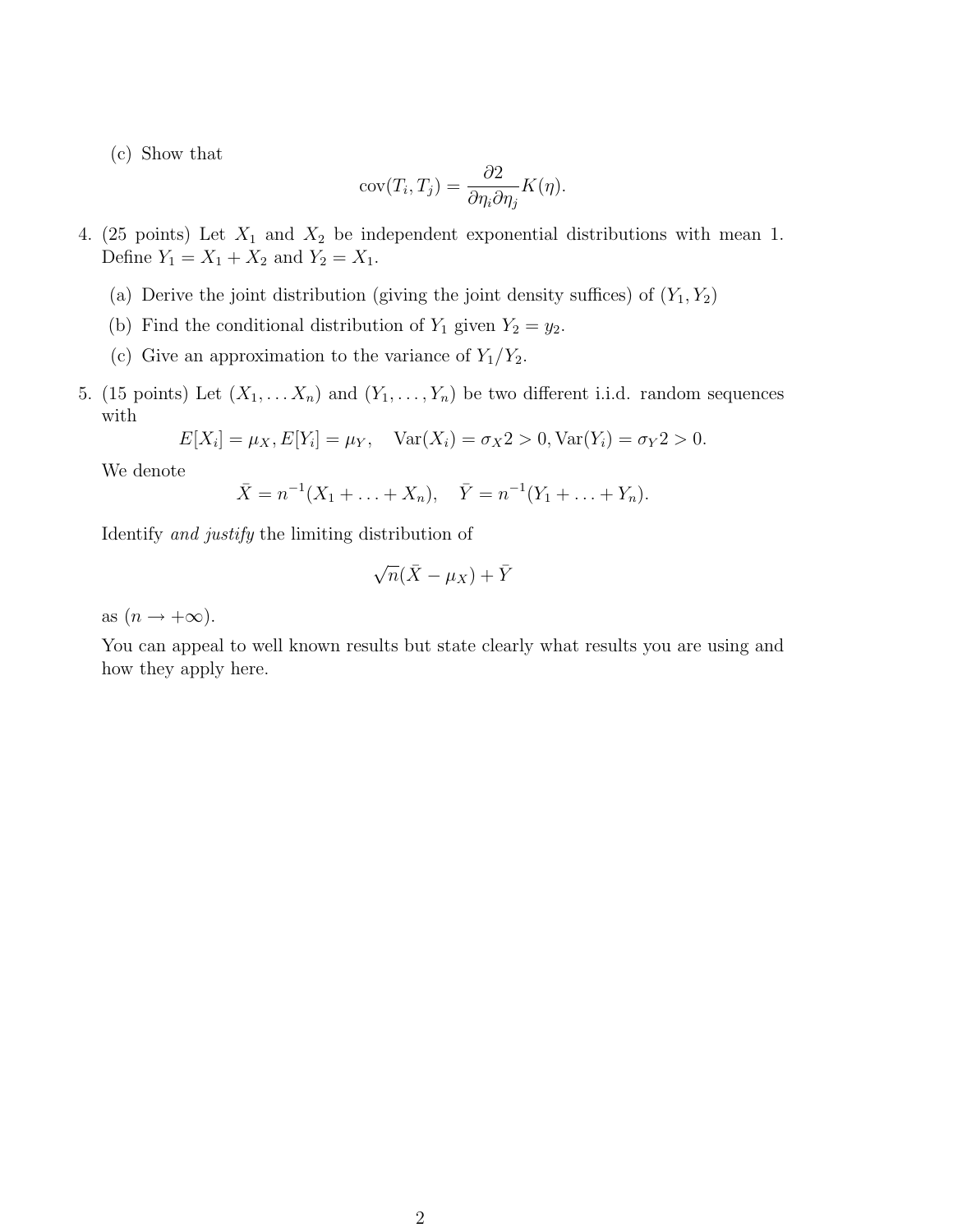(c) Show that

$$\text{cov}(T_i, T_j) = \frac{\partial 2}{\partial \eta_i \partial \eta_j} K(\eta).$$

4. (25 points) Let $X_1$ and $X_2$ be independent exponential distributions with mean 1. Define $Y_1 = X_1 + X_2$ and $Y_2 = X_1$.

   (a) Derive the joint distribution (giving the joint density suffices) of $(Y_1, Y_2)$

   (b) Find the conditional distribution of $Y_1$ given $Y_2 = y_2$.

   (c) Give an approximation to the variance of $Y_1/Y_2$.

5. (15 points) Let $(X_1, \ldots X_n)$ and $(Y_1, \ldots, Y_n)$ be two different i.i.d. random sequences with

$$E[X_i] = \mu_X, E[Y_i] = \mu_Y, \quad \text{Var}(X_i) = \sigma_X 2 > 0, \text{Var}(Y_i) = \sigma_Y 2 > 0.$$

   We denote

$$\bar{X} = n^{-1}(X_1 + \ldots + X_n), \quad \bar{Y} = n^{-1}(Y_1 + \ldots + Y_n).$$

   Identify *and justify* the limiting distribution of

$$\sqrt{n}(\bar{X} - \mu_X) + \bar{Y}$$

   as $(n \to +\infty)$.

   You can appeal to well known results but state clearly what results you are using and how they apply here.